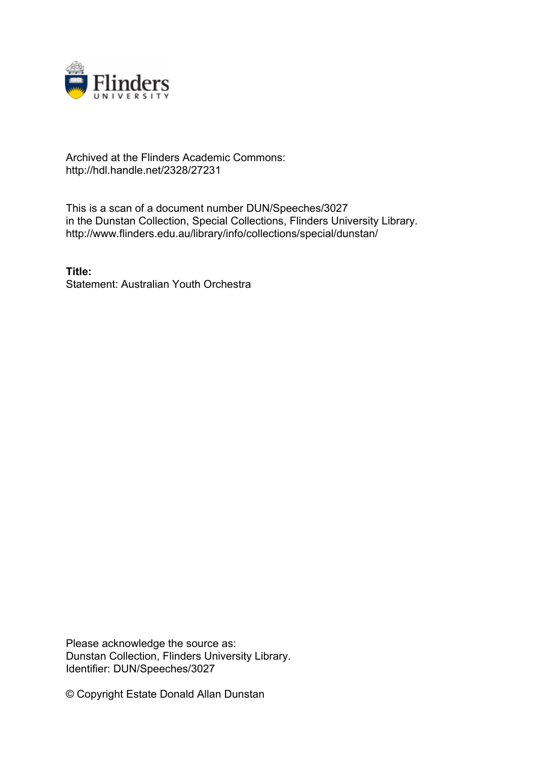Archived at the Flinders Academic Commons:
http://hdl.handle.net/2328/27231

This is a scan of a document number DUN/Speeches/3027
in the Dunstan Collection, Special Collections, Flinders University Library.
http://www.flinders.edu.au/library/info/collections/special/dunstan/

**Title:**
Statement: Australian Youth Orchestra

Please acknowledge the source as:
Dunstan Collection, Flinders University Library.
Identifier: DUN/Speeches/3027

© Copyright Estate Donald Allan Dunstan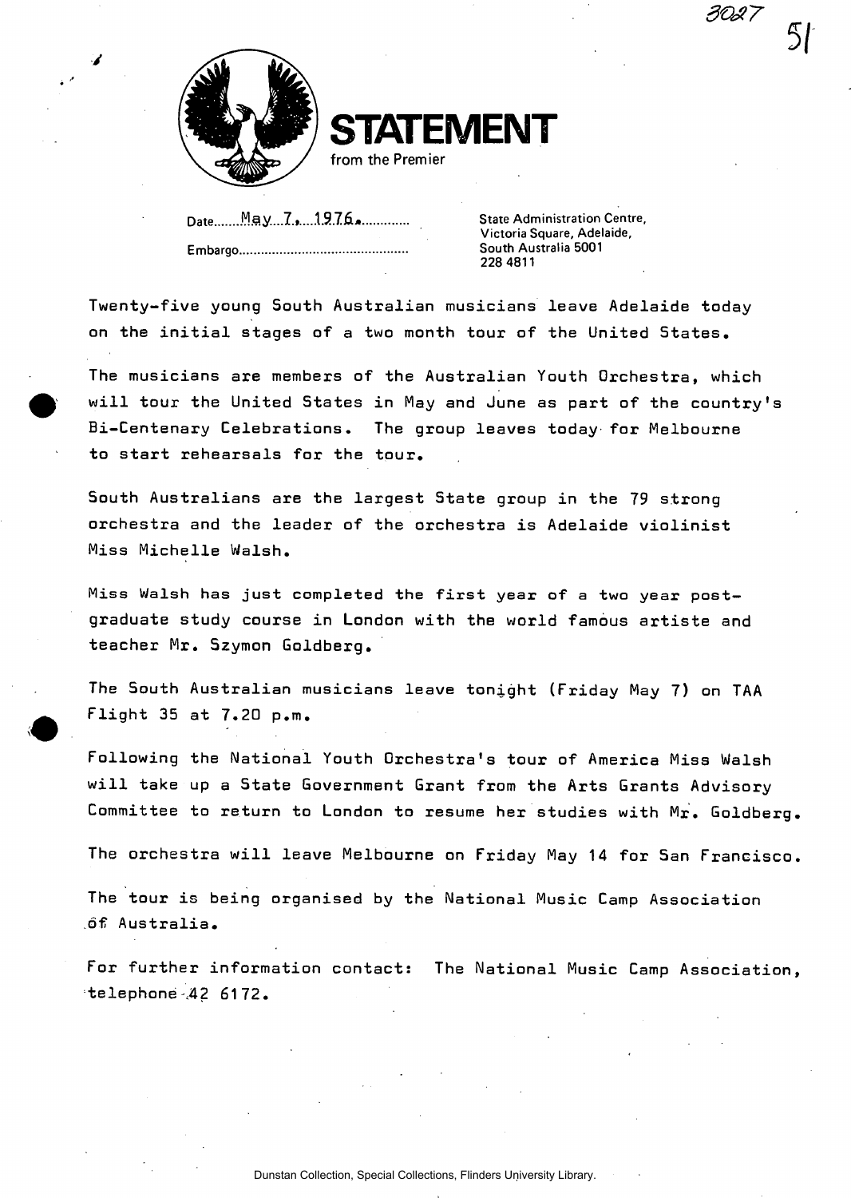# STATEMENT

from the Premier

Date May 7, 1976.

Embargo

State Administration Centre,
Victoria Square, Adelaide,
South Australia 5001
228 4811

Twenty-five young South Australian musicians leave Adelaide today on the initial stages of a two month tour of the United States.

The musicians are members of the Australian Youth Orchestra, which will tour the United States in May and June as part of the country's Bi-Centenary Celebrations. The group leaves today for Melbourne to start rehearsals for the tour.

South Australians are the largest State group in the 79 strong orchestra and the leader of the orchestra is Adelaide violinist Miss Michelle Walsh.

Miss Walsh has just completed the first year of a two year post-graduate study course in London with the world famous artiste and teacher Mr. Szymon Goldberg.

The South Australian musicians leave tonight (Friday May 7) on TAA Flight 35 at 7.20 p.m.

Following the National Youth Orchestra's tour of America Miss Walsh will take up a State Government Grant from the Arts Grants Advisory Committee to return to London to resume her studies with Mr. Goldberg.

The orchestra will leave Melbourne on Friday May 14 for San Francisco.

The tour is being organised by the National Music Camp Association of Australia.

For further information contact: The National Music Camp Association, telephone 42 6172.

Dunstan Collection, Special Collections, Flinders University Library.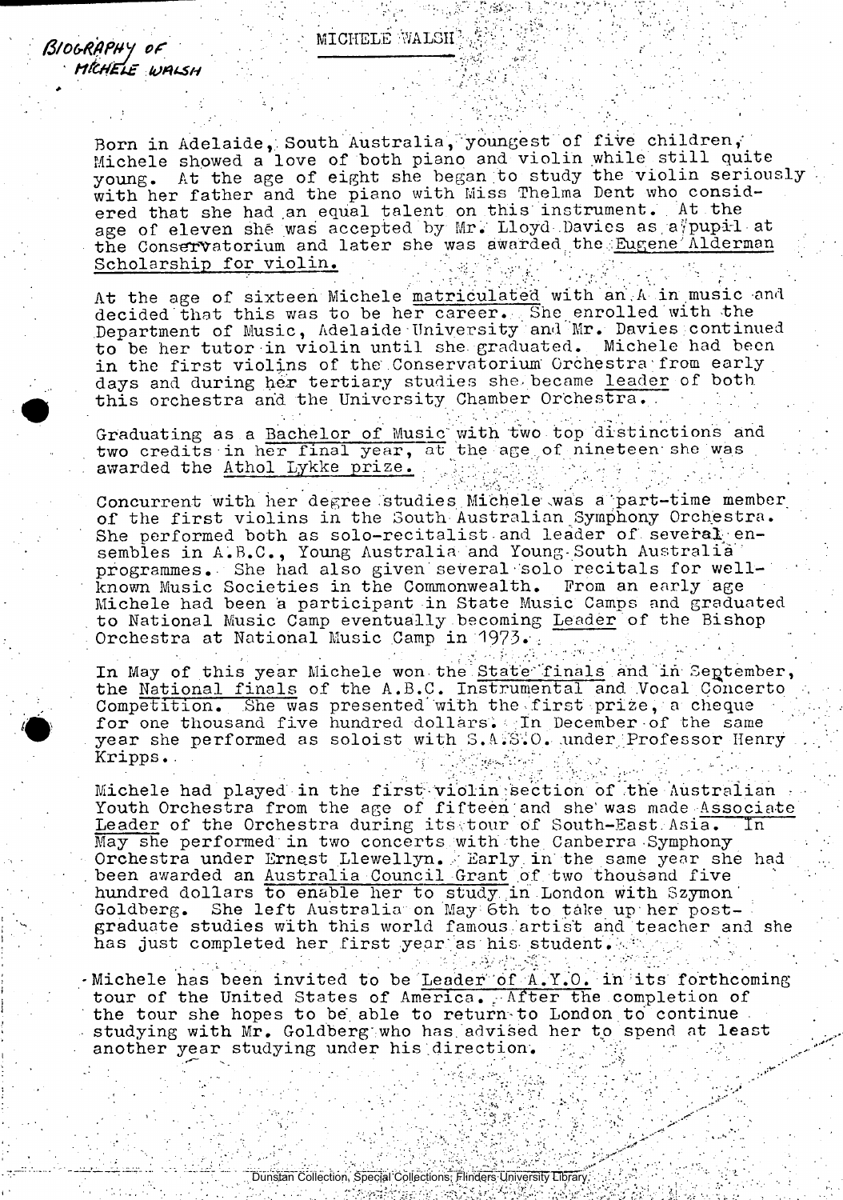BIOGRAPHY OF MICHELE WALSH

# MICHELE WALSH

Born in Adelaide, South Australia, youngest of five children, Michele showed a love of both piano and violin while still quite young. At the age of eight she began to study the violin seriously with her father and the piano with Miss Thelma Dent who considered that she had an equal talent on this instrument. At the age of eleven she was accepted by Mr. Lloyd Davies as a pupil at the Conservatorium and later she was awarded the Eugene Alderman Scholarship for violin.

At the age of sixteen Michele matriculated with an A in music and decided that this was to be her career. She enrolled with the Department of Music, Adelaide University and Mr. Davies continued to be her tutor in violin until she graduated. Michele had been in the first violins of the Conservatorium Orchestra from early days and during her tertiary studies she became leader of both this orchestra and the University Chamber Orchestra.

Graduating as a Bachelor of Music with two top distinctions and two credits in her final year, at the age of nineteen she was awarded the Athol Lykke prize.

Concurrent with her degree studies Michele was a part-time member of the first violins in the South Australian Symphony Orchestra. She performed both as solo-recitalist and leader of several ensembles in A.B.C., Young Australia and Young South Australia programmes. She had also given several solo recitals for well-known Music Societies in the Commonwealth. From an early age Michele had been a participant in State Music Camps and graduated to National Music Camp eventually becoming Leader of the Bishop Orchestra at National Music Camp in 1973.

In May of this year Michele won the State finals and in September, the National finals of the A.B.C. Instrumental and Vocal Concerto Competition. She was presented with the first prize, a cheque for one thousand five hundred dollars. In December of the same year she performed as soloist with S.A.S.O. under Professor Henry Kripps.

Michele had played in the first violin section of the Australian Youth Orchestra from the age of fifteen and she was made Associate Leader of the Orchestra during its tour of South-East Asia. In May she performed in two concerts with the Canberra Symphony Orchestra under Ernest Llewellyn. Early in the same year she had been awarded an Australia Council Grant of two thousand five hundred dollars to enable her to study in London with Szymon Goldberg. She left Australia on May 6th to take up her post-graduate studies with this world famous artist and teacher and she has just completed her first year as his student.

Michele has been invited to be Leader of A.Y.O. in its forthcoming tour of the United States of America. After the completion of the tour she hopes to be able to return to London to continue studying with Mr. Goldberg who has advised her to spend at least another year studying under his direction.

Dunstan Collection, Special Collections, Flinders University Library.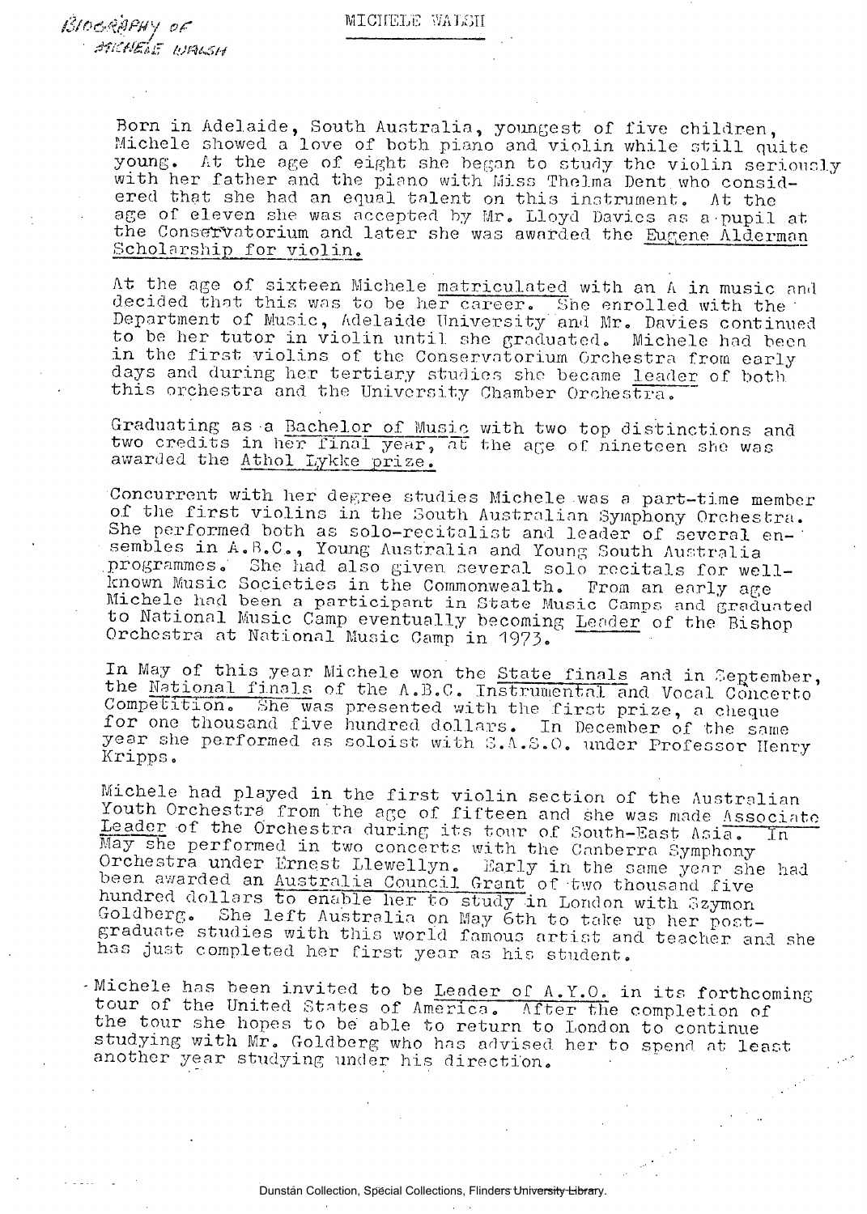BIOGRAPHY OF MICHELE WALSH

# MICHELE WALSH

Born in Adelaide, South Australia, youngest of five children, Michele showed a love of both piano and violin while still quite young. At the age of eight she began to study the violin seriously with her father and the piano with Miss Thelma Dent who considered that she had an equal talent on this instrument. At the age of eleven she was accepted by Mr. Lloyd Davies as a pupil at the Conservatorium and later she was awarded the Eugene Alderman Scholarship for violin.

At the age of sixteen Michele matriculated with an A in music and decided that this was to be her career. She enrolled with the Department of Music, Adelaide University and Mr. Davies continued to be her tutor in violin until she graduated. Michele had been in the first violins of the Conservatorium Orchestra from early days and during her tertiary studies she became leader of both this orchestra and the University Chamber Orchestra.

Graduating as a Bachelor of Music with two top distinctions and two credits in her final year, at the age of nineteen she was awarded the Athol Lykke prize.

Concurrent with her degree studies Michele was a part-time member of the first violins in the South Australian Symphony Orchestra. She performed both as solo-recitalist and leader of several ensembles in A.B.C., Young Australia and Young South Australia programmes. She had also given several solo recitals for well-known Music Societies in the Commonwealth. From an early age Michele had been a participant in State Music Camps and graduated to National Music Camp eventually becoming Leader of the Bishop Orchestra at National Music Camp in 1973.

In May of this year Michele won the State finals and in September, the National finals of the A.B.C. Instrumental and Vocal Concerto Competition. She was presented with the first prize, a cheque for one thousand five hundred dollars. In December of the same year she performed as soloist with S.A.S.O. under Professor Henry Kripps.

Michele had played in the first violin section of the Australian Youth Orchestra from the age of fifteen and she was made Associate Leader of the Orchestra during its tour of South-East Asia. In May she performed in two concerts with the Canberra Symphony Orchestra under Ernest Llewellyn. Early in the same year she had been awarded an Australia Council Grant of two thousand five hundred dollars to enable her to study in London with Szymon Goldberg. She left Australia on May 6th to take up her post-graduate studies with this world famous artist and teacher and she has just completed her first year as his student.

Michele has been invited to be Leader of A.Y.O. in its forthcoming tour of the United States of America. After the completion of the tour she hopes to be able to return to London to continue studying with Mr. Goldberg who has advised her to spend at least another year studying under his direction.

Dunstan Collection, Special Collections, Flinders University Library.